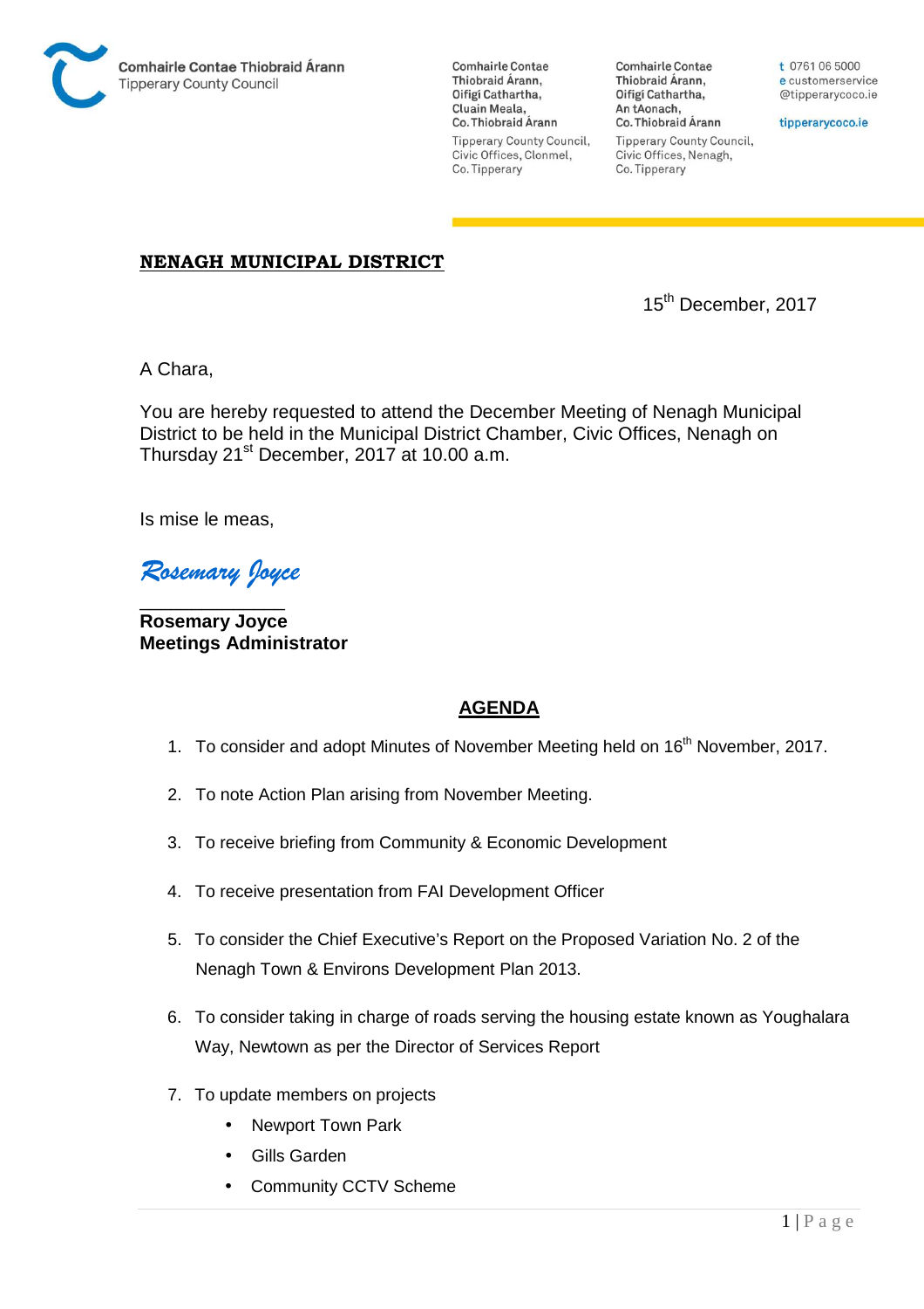Comhairle Contae Thiobraid Árann
Tipperary County Council

Comhairle Contae Thiobraid Árann, Oifigí Cathartha, Cluain Meala, Co. Thiobraid Árann
Tipperary County Council, Civic Offices, Clonmel, Co. Tipperary

Comhairle Contae Thiobraid Árann, Oifigí Cathartha, An tAonach, Co. Thiobraid Árann
Tipperary County Council, Civic Offices, Nenagh, Co. Tipperary

t 0761 06 5000
e customerservice@tipperarycoco.ie
tipperarycoco.ie

**NENAGH MUNICIPAL DISTRICT**

15th December, 2017

A Chara,

You are hereby requested to attend the December Meeting of Nenagh Municipal District to be held in the Municipal District Chamber, Civic Offices, Nenagh on Thursday 21st December, 2017 at 10.00 a.m.

Is mise le meas,

*Rosemary Joyce*

**Rosemary Joyce**
**Meetings Administrator**

## AGENDA

1. To consider and adopt Minutes of November Meeting held on 16th November, 2017.
2. To note Action Plan arising from November Meeting.
3. To receive briefing from Community & Economic Development
4. To receive presentation from FAI Development Officer
5. To consider the Chief Executive's Report on the Proposed Variation No. 2 of the Nenagh Town & Environs Development Plan 2013.
6. To consider taking in charge of roads serving the housing estate known as Youghalara Way, Newtown as per the Director of Services Report
7. To update members on projects
   - Newport Town Park
   - Gills Garden
   - Community CCTV Scheme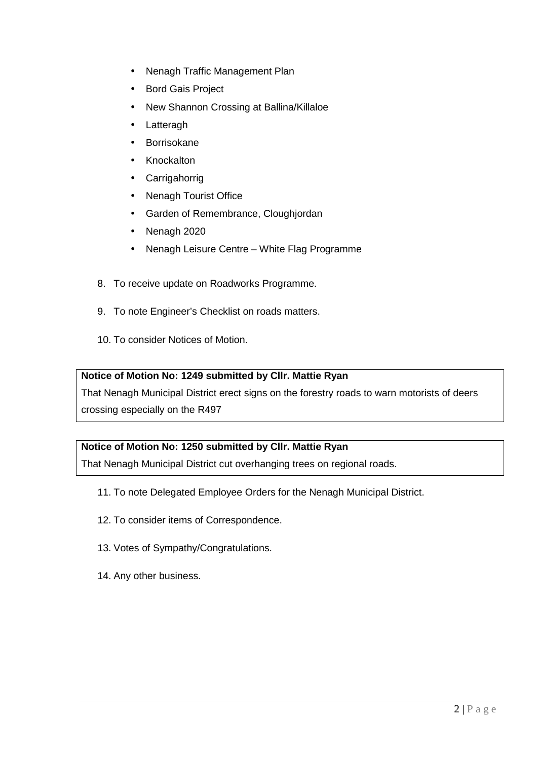- Nenagh Traffic Management Plan
- Bord Gais Project
- New Shannon Crossing at Ballina/Killaloe
- Latteragh
- Borrisokane
- Knockalton
- Carrigahorrig
- Nenagh Tourist Office
- Garden of Remembrance, Cloughjordan
- Nenagh 2020
- Nenagh Leisure Centre – White Flag Programme

8. To receive update on Roadworks Programme.

9. To note Engineer's Checklist on roads matters.

10. To consider Notices of Motion.

**Notice of Motion No: 1249 submitted by Cllr. Mattie Ryan**

That Nenagh Municipal District erect signs on the forestry roads to warn motorists of deers crossing especially on the R497

**Notice of Motion No: 1250 submitted by Cllr. Mattie Ryan**

That Nenagh Municipal District cut overhanging trees on regional roads.

11. To note Delegated Employee Orders for the Nenagh Municipal District.

12. To consider items of Correspondence.

13. Votes of Sympathy/Congratulations.

14. Any other business.